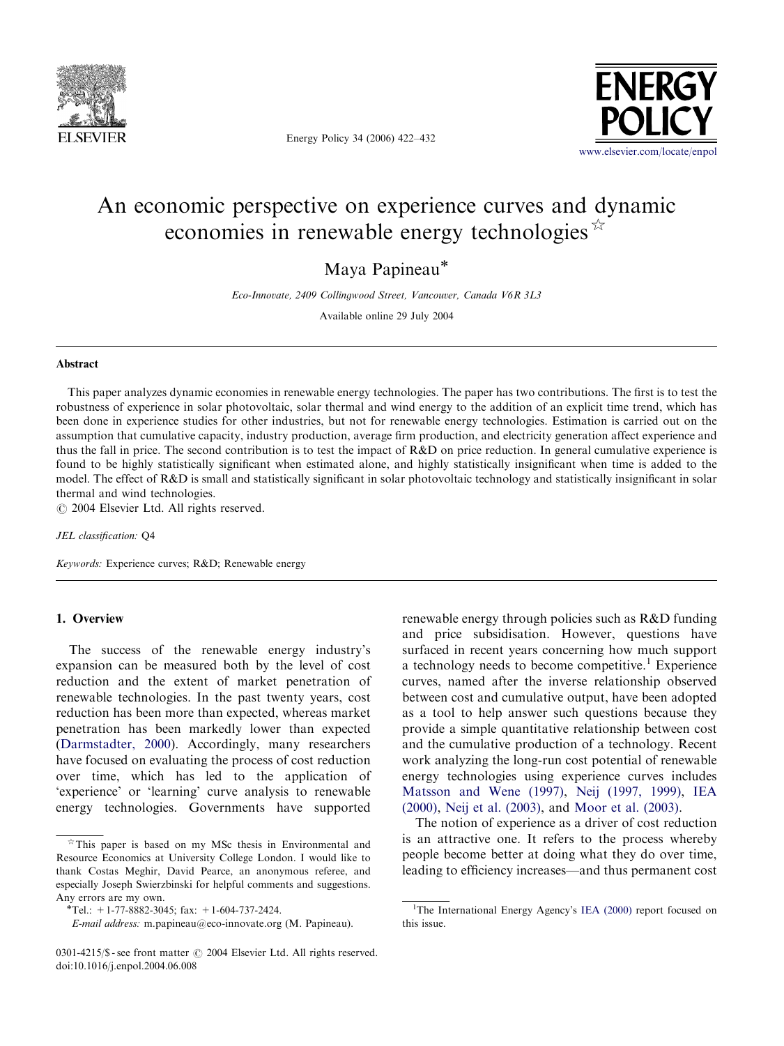# An economic perspective on experience curves and dynamic economies in renewable energy technologies[☆]

Maya Papineau*

*Eco-Innovate, 2409 Collingwood Street, Vancouver, Canada V6R 3L3*

Available online 29 July 2004

## Abstract

This paper analyzes dynamic economies in renewable energy technologies. The paper has two contributions. The first is to test the robustness of experience in solar photovoltaic, solar thermal and wind energy to the addition of an explicit time trend, which has been done in experience studies for other industries, but not for renewable energy technologies. Estimation is carried out on the assumption that cumulative capacity, industry production, average firm production, and electricity generation affect experience and thus the fall in price. The second contribution is to test the impact of R&D on price reduction. In general cumulative experience is found to be highly statistically significant when estimated alone, and highly statistically insignificant when time is added to the model. The effect of R&D is small and statistically significant in solar photovoltaic technology and statistically insignificant in solar thermal and wind technologies.

© 2004 Elsevier Ltd. All rights reserved.

*JEL classification:* Q4

*Keywords:* Experience curves; R&D; Renewable energy

## 1. Overview

The success of the renewable energy industry's expansion can be measured both by the level of cost reduction and the extent of market penetration of renewable technologies. In the past twenty years, cost reduction has been more than expected, whereas market penetration has been markedly lower than expected (Darmstadter, 2000). Accordingly, many researchers have focused on evaluating the process of cost reduction over time, which has led to the application of 'experience' or 'learning' curve analysis to renewable energy technologies. Governments have supported renewable energy through policies such as R&D funding and price subsidisation. However, questions have surfaced in recent years concerning how much support a technology needs to become competitive.[1] Experience curves, named after the inverse relationship observed between cost and cumulative output, have been adopted as a tool to help answer such questions because they provide a simple quantitative relationship between cost and the cumulative production of a technology. Recent work analyzing the long-run cost potential of renewable energy technologies using experience curves includes Matsson and Wene (1997), Neij (1997, 1999), IEA (2000), Neij et al. (2003), and Moor et al. (2003).

The notion of experience as a driver of cost reduction is an attractive one. It refers to the process whereby people become better at doing what they do over time, leading to efficiency increases—and thus permanent cost

---

[☆] This paper is based on my MSc thesis in Environmental and Resource Economics at University College London. I would like to thank Costas Meghir, David Pearce, an anonymous referee, and especially Joseph Swierzbinski for helpful comments and suggestions. Any errors are my own.

*Tel.: +1-77-8882-3045; fax: +1-604-737-2424.

*E-mail address:* m.papineau@eco-innovate.org (M. Papineau).

[1] The International Energy Agency's IEA (2000) report focused on this issue.

0301-4215/$ - see front matter © 2004 Elsevier Ltd. All rights reserved.
doi:10.1016/j.enpol.2004.06.008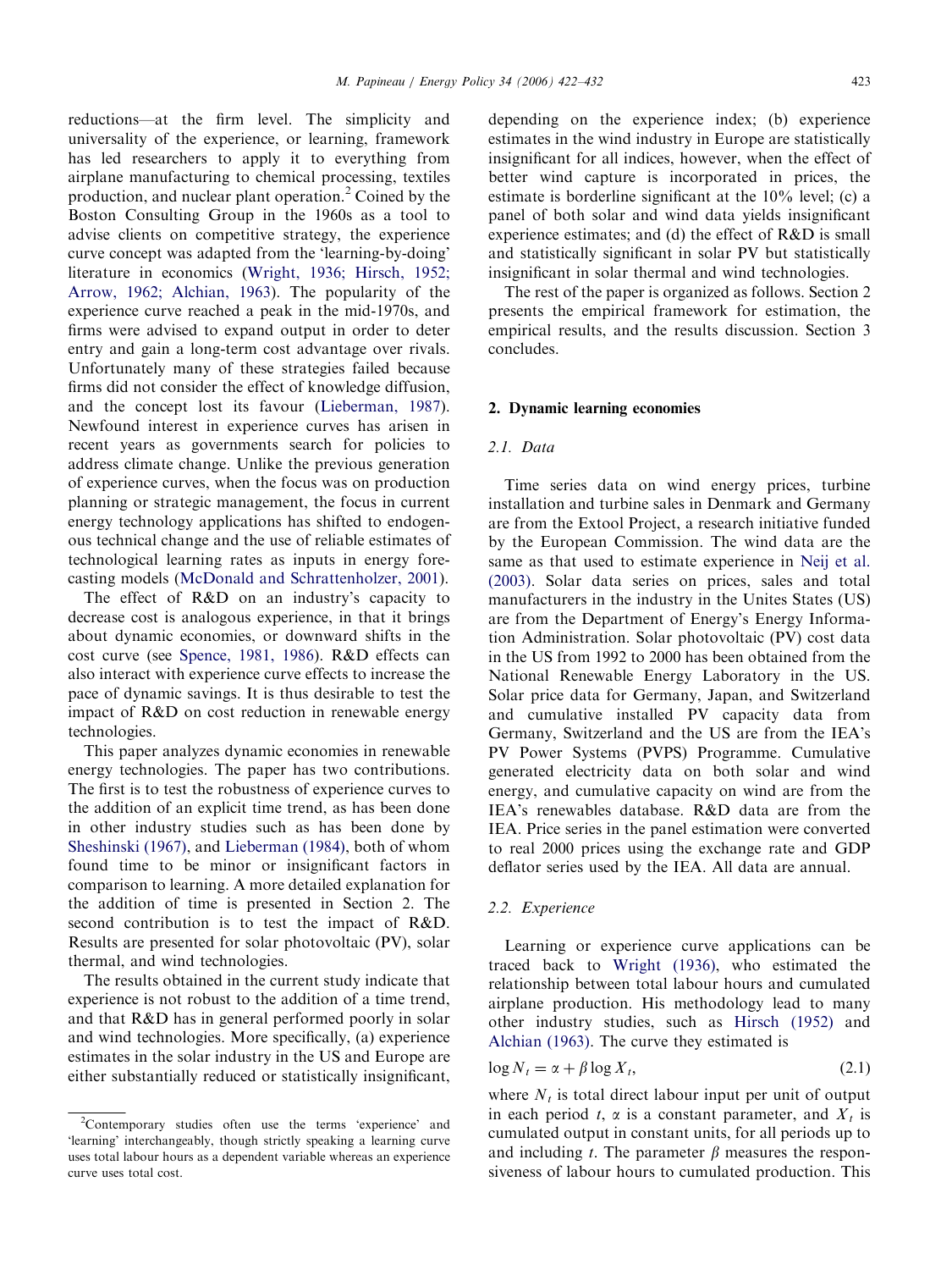reductions—at the firm level. The simplicity and universality of the experience, or learning, framework has led researchers to apply it to everything from airplane manufacturing to chemical processing, textiles production, and nuclear plant operation.[2] Coined by the Boston Consulting Group in the 1960s as a tool to advise clients on competitive strategy, the experience curve concept was adapted from the 'learning-by-doing' literature in economics (Wright, 1936; Hirsch, 1952; Arrow, 1962; Alchian, 1963). The popularity of the experience curve reached a peak in the mid-1970s, and firms were advised to expand output in order to deter entry and gain a long-term cost advantage over rivals. Unfortunately many of these strategies failed because firms did not consider the effect of knowledge diffusion, and the concept lost its favour (Lieberman, 1987). Newfound interest in experience curves has arisen in recent years as governments search for policies to address climate change. Unlike the previous generation of experience curves, when the focus was on production planning or strategic management, the focus in current energy technology applications has shifted to endogenous technical change and the use of reliable estimates of technological learning rates as inputs in energy forecasting models (McDonald and Schrattenholzer, 2001).

The effect of R&D on an industry's capacity to decrease cost is analogous experience, in that it brings about dynamic economies, or downward shifts in the cost curve (see Spence, 1981, 1986). R&D effects can also interact with experience curve effects to increase the pace of dynamic savings. It is thus desirable to test the impact of R&D on cost reduction in renewable energy technologies.

This paper analyzes dynamic economies in renewable energy technologies. The paper has two contributions. The first is to test the robustness of experience curves to the addition of an explicit time trend, as has been done in other industry studies such as has been done by Sheshinski (1967), and Lieberman (1984), both of whom found time to be minor or insignificant factors in comparison to learning. A more detailed explanation for the addition of time is presented in Section 2. The second contribution is to test the impact of R&D. Results are presented for solar photovoltaic (PV), solar thermal, and wind technologies.

The results obtained in the current study indicate that experience is not robust to the addition of a time trend, and that R&D has in general performed poorly in solar and wind technologies. More specifically, (a) experience estimates in the solar industry in the US and Europe are either substantially reduced or statistically insignificant, depending on the experience index; (b) experience estimates in the wind industry in Europe are statistically insignificant for all indices, however, when the effect of better wind capture is incorporated in prices, the estimate is borderline significant at the 10% level; (c) a panel of both solar and wind data yields insignificant experience estimates; and (d) the effect of R&D is small and statistically significant in solar PV but statistically insignificant in solar thermal and wind technologies.

The rest of the paper is organized as follows. Section 2 presents the empirical framework for estimation, the empirical results, and the results discussion. Section 3 concludes.

## 2. Dynamic learning economies

### 2.1. Data

Time series data on wind energy prices, turbine installation and turbine sales in Denmark and Germany are from the Extool Project, a research initiative funded by the European Commission. The wind data are the same as that used to estimate experience in Neij et al. (2003). Solar data series on prices, sales and total manufacturers in the industry in the Unites States (US) are from the Department of Energy's Energy Information Administration. Solar photovoltaic (PV) cost data in the US from 1992 to 2000 has been obtained from the National Renewable Energy Laboratory in the US. Solar price data for Germany, Japan, and Switzerland and cumulative installed PV capacity data from Germany, Switzerland and the US are from the IEA's PV Power Systems (PVPS) Programme. Cumulative generated electricity data on both solar and wind energy, and cumulative capacity on wind are from the IEA's renewables database. R&D data are from the IEA. Price series in the panel estimation were converted to real 2000 prices using the exchange rate and GDP deflator series used by the IEA. All data are annual.

### 2.2. Experience

Learning or experience curve applications can be traced back to Wright (1936), who estimated the relationship between total labour hours and cumulated airplane production. His methodology lead to many other industry studies, such as Hirsch (1952) and Alchian (1963). The curve they estimated is

$$\log N_t = \alpha + \beta \log X_t, \tag{2.1}$$

where $N_t$ is total direct labour input per unit of output in each period $t$, $\alpha$ is a constant parameter, and $X_t$ is cumulated output in constant units, for all periods up to and including $t$. The parameter $\beta$ measures the responsiveness of labour hours to cumulated production. This

[2] Contemporary studies often use the terms 'experience' and 'learning' interchangeably, though strictly speaking a learning curve uses total labour hours as a dependent variable whereas an experience curve uses total cost.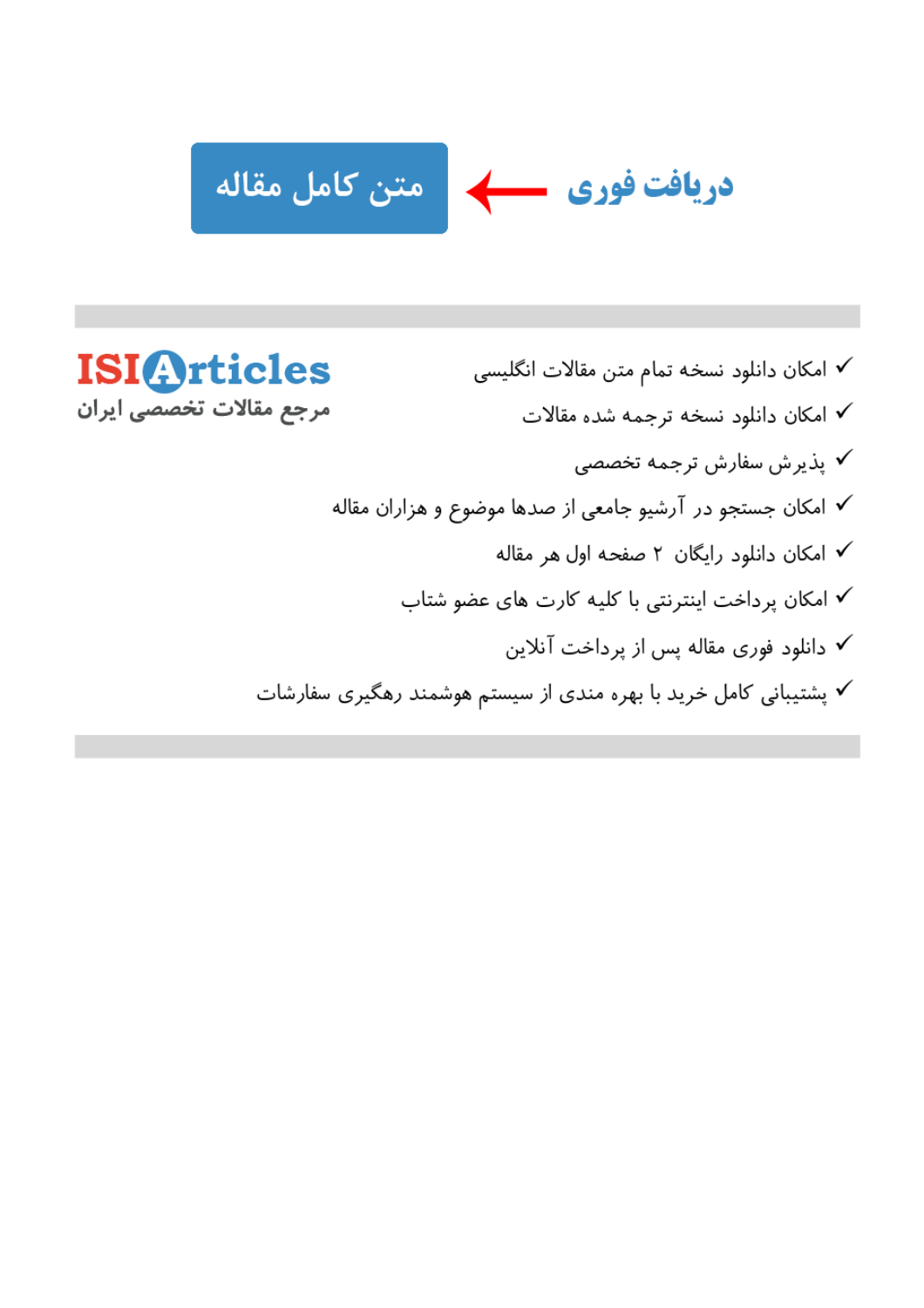دریافت فوری ← **متن کامل مقاله**

**ISIArticles**
مرجع مقالات تخصصی ایران

- ✓ امکان دانلود نسخه تمام متن مقالات انگلیسی
- ✓ امکان دانلود نسخه ترجمه شده مقالات
- ✓ پذیرش سفارش ترجمه تخصصی
- ✓ امکان جستجو در آرشیو جامعی از صدها موضوع و هزاران مقاله
- ✓ امکان دانلود رایگان ۲ صفحه اول هر مقاله
- ✓ امکان پرداخت اینترنتی با کلیه کارت های عضو شتاب
- ✓ دانلود فوری مقاله پس از پرداخت آنلاین
- ✓ پشتیبانی کامل خرید با بهره مندی از سیستم هوشمند رهگیری سفارشات